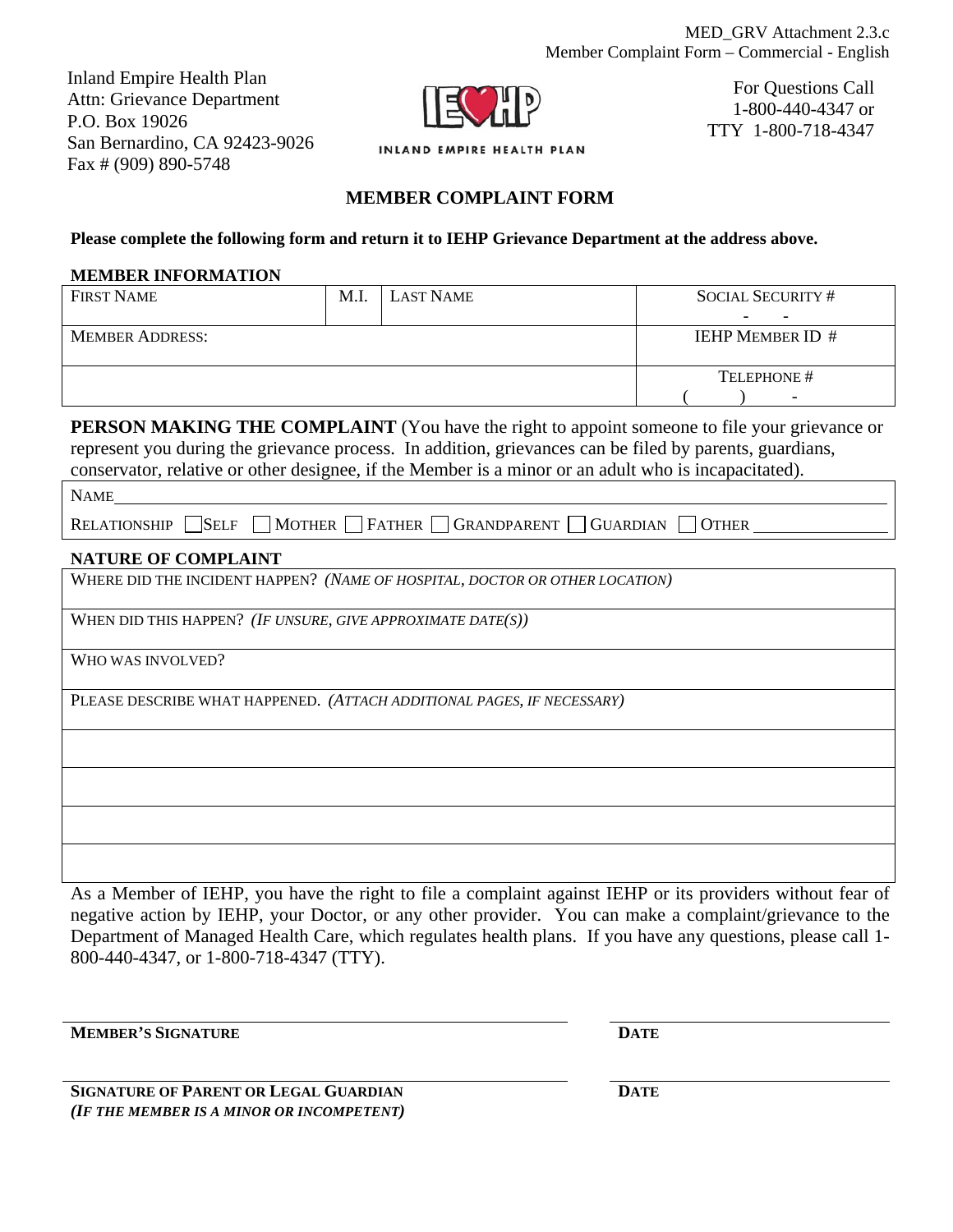MED_GRV Attachment 2.3.c
Member Complaint Form – Commercial - English

Inland Empire Health Plan
Attn: Grievance Department
P.O. Box 19026
San Bernardino, CA 92423-9026
Fax # (909) 890-5748

INLAND EMPIRE HEALTH PLAN

For Questions Call
1-800-440-4347 or
TTY 1-800-718-4347

# MEMBER COMPLAINT FORM

**Please complete the following form and return it to IEHP Grievance Department at the address above.**

**MEMBER INFORMATION**

| FIRST NAME | M.I. | LAST NAME | SOCIAL SECURITY # - - |
|---|---|---|---|
| MEMBER ADDRESS: | | | IEHP MEMBER ID # |
| | | | TELEPHONE # ( ) - |

**PERSON MAKING THE COMPLAINT** (You have the right to appoint someone to file your grievance or represent you during the grievance process. In addition, grievances can be filed by parents, guardians, conservator, relative or other designee, if the Member is a minor or an adult who is incapacitated).

NAME ____________________

RELATIONSHIP ☐ SELF ☐ MOTHER ☐ FATHER ☐ GRANDPARENT ☐ GUARDIAN ☐ OTHER ____________

**NATURE OF COMPLAINT**

WHERE DID THE INCIDENT HAPPEN? *(NAME OF HOSPITAL, DOCTOR OR OTHER LOCATION)*

WHEN DID THIS HAPPEN? *(IF UNSURE, GIVE APPROXIMATE DATE(S))*

WHO WAS INVOLVED?

PLEASE DESCRIBE WHAT HAPPENED. *(ATTACH ADDITIONAL PAGES, IF NECESSARY)*

As a Member of IEHP, you have the right to file a complaint against IEHP or its providers without fear of negative action by IEHP, your Doctor, or any other provider. You can make a complaint/grievance to the Department of Managed Health Care, which regulates health plans. If you have any questions, please call 1-800-440-4347, or 1-800-718-4347 (TTY).

**MEMBER'S SIGNATURE** ____________________ **DATE** ____________

**SIGNATURE OF PARENT OR LEGAL GUARDIAN** ____________________ **DATE** ____________
***(IF THE MEMBER IS A MINOR OR INCOMPETENT)***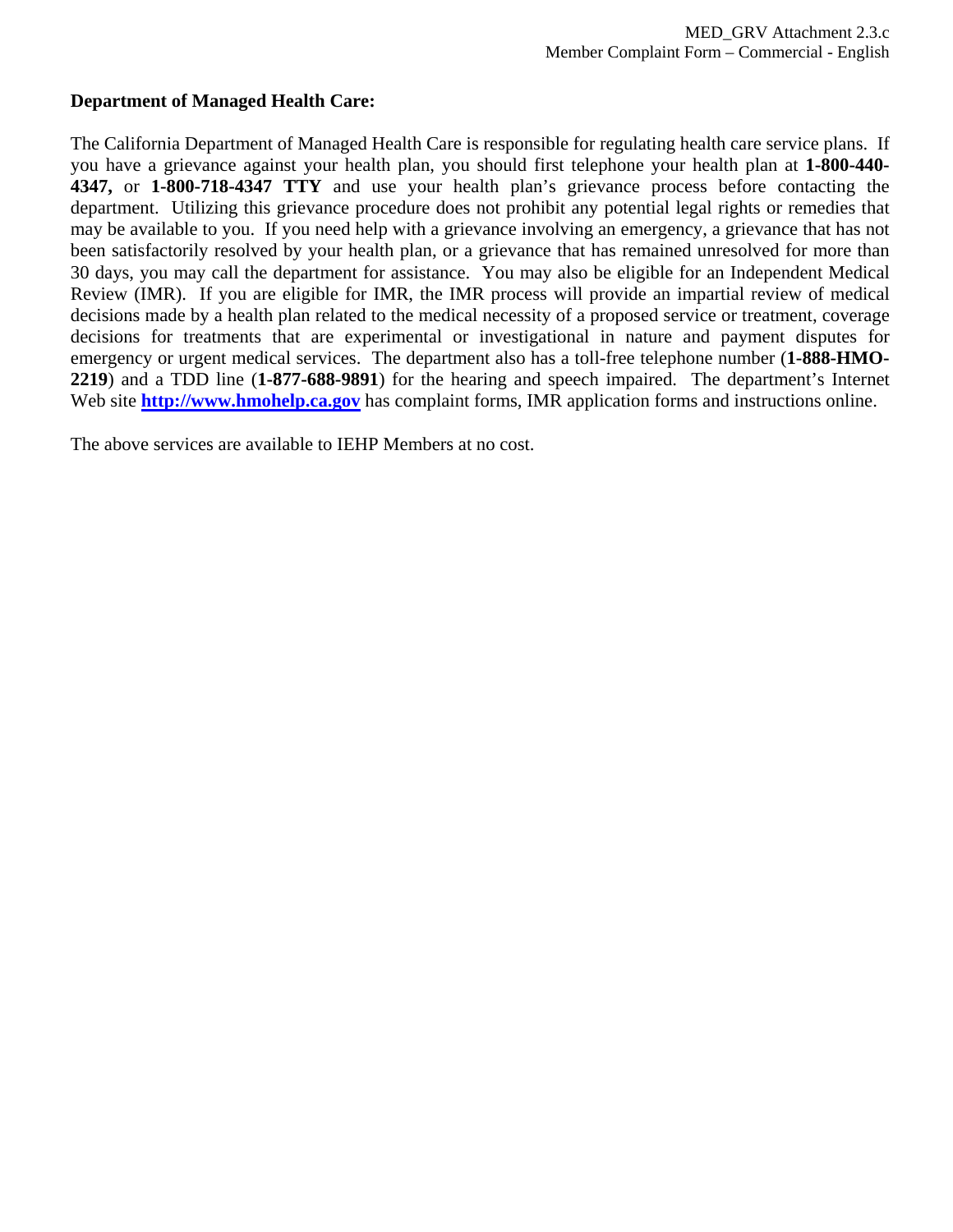**Department of Managed Health Care:**

The California Department of Managed Health Care is responsible for regulating health care service plans. If you have a grievance against your health plan, you should first telephone your health plan at **1-800-440-4347,** or **1-800-718-4347 TTY** and use your health plan's grievance process before contacting the department. Utilizing this grievance procedure does not prohibit any potential legal rights or remedies that may be available to you. If you need help with a grievance involving an emergency, a grievance that has not been satisfactorily resolved by your health plan, or a grievance that has remained unresolved for more than 30 days, you may call the department for assistance. You may also be eligible for an Independent Medical Review (IMR). If you are eligible for IMR, the IMR process will provide an impartial review of medical decisions made by a health plan related to the medical necessity of a proposed service or treatment, coverage decisions for treatments that are experimental or investigational in nature and payment disputes for emergency or urgent medical services. The department also has a toll-free telephone number (**1-888-HMO-2219**) and a TDD line (**1-877-688-9891**) for the hearing and speech impaired. The department's Internet Web site **http://www.hmohelp.ca.gov** has complaint forms, IMR application forms and instructions online.

The above services are available to IEHP Members at no cost.